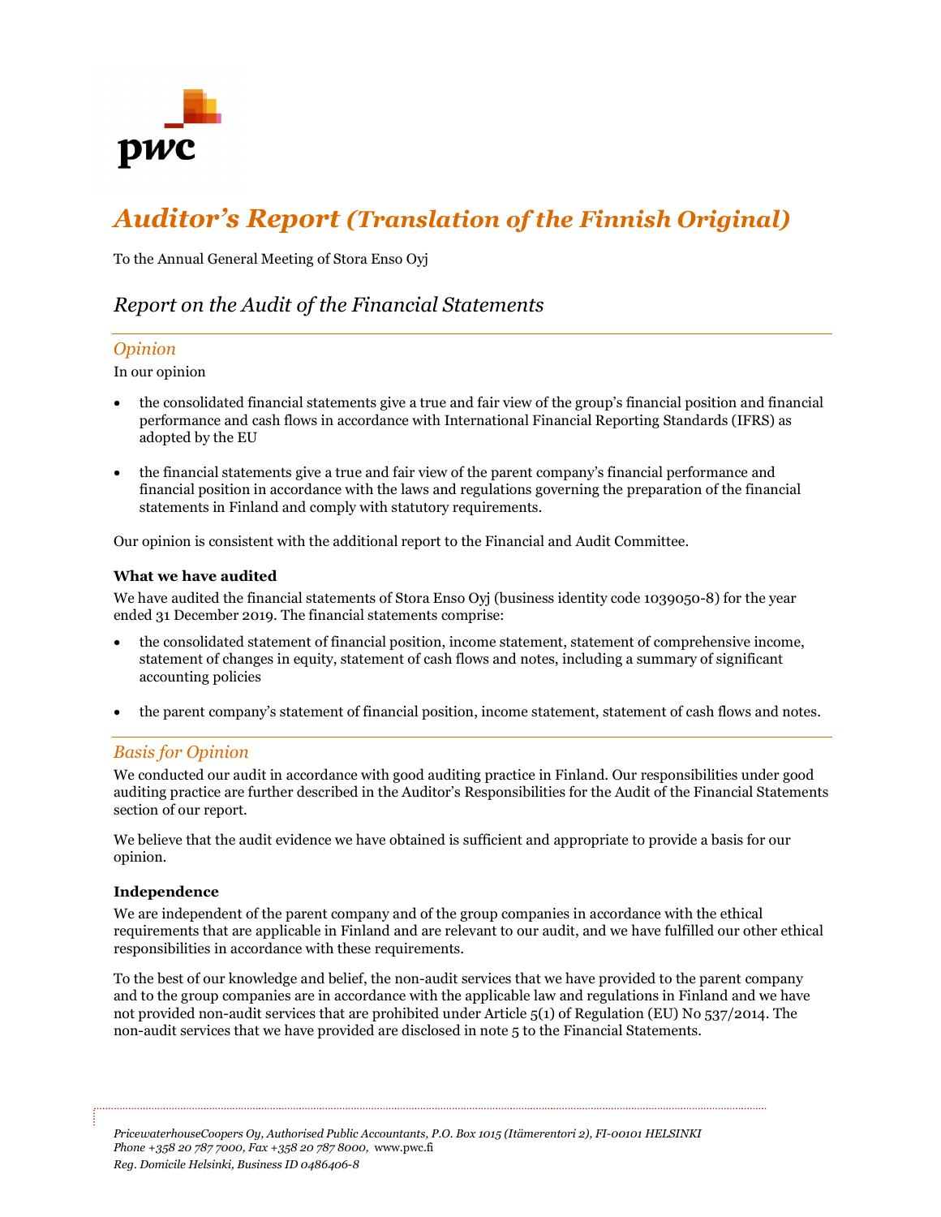# *Auditor's Report (Translation of the Finnish Original)*

To the Annual General Meeting of Stora Enso Oyj

## *Report on the Audit of the Financial Statements*

### *Opinion*

In our opinion

- the consolidated financial statements give a true and fair view of the group's financial position and financial performance and cash flows in accordance with International Financial Reporting Standards (IFRS) as adopted by the EU
- the financial statements give a true and fair view of the parent company's financial performance and financial position in accordance with the laws and regulations governing the preparation of the financial statements in Finland and comply with statutory requirements.

Our opinion is consistent with the additional report to the Financial and Audit Committee.

**What we have audited**

We have audited the financial statements of Stora Enso Oyj (business identity code 1039050-8) for the year ended 31 December 2019. The financial statements comprise:

- the consolidated statement of financial position, income statement, statement of comprehensive income, statement of changes in equity, statement of cash flows and notes, including a summary of significant accounting policies
- the parent company's statement of financial position, income statement, statement of cash flows and notes.

### *Basis for Opinion*

We conducted our audit in accordance with good auditing practice in Finland. Our responsibilities under good auditing practice are further described in the Auditor's Responsibilities for the Audit of the Financial Statements section of our report.

We believe that the audit evidence we have obtained is sufficient and appropriate to provide a basis for our opinion.

**Independence**

We are independent of the parent company and of the group companies in accordance with the ethical requirements that are applicable in Finland and are relevant to our audit, and we have fulfilled our other ethical responsibilities in accordance with these requirements.

To the best of our knowledge and belief, the non-audit services that we have provided to the parent company and to the group companies are in accordance with the applicable law and regulations in Finland and we have not provided non-audit services that are prohibited under Article 5(1) of Regulation (EU) No 537/2014. The non-audit services that we have provided are disclosed in note 5 to the Financial Statements.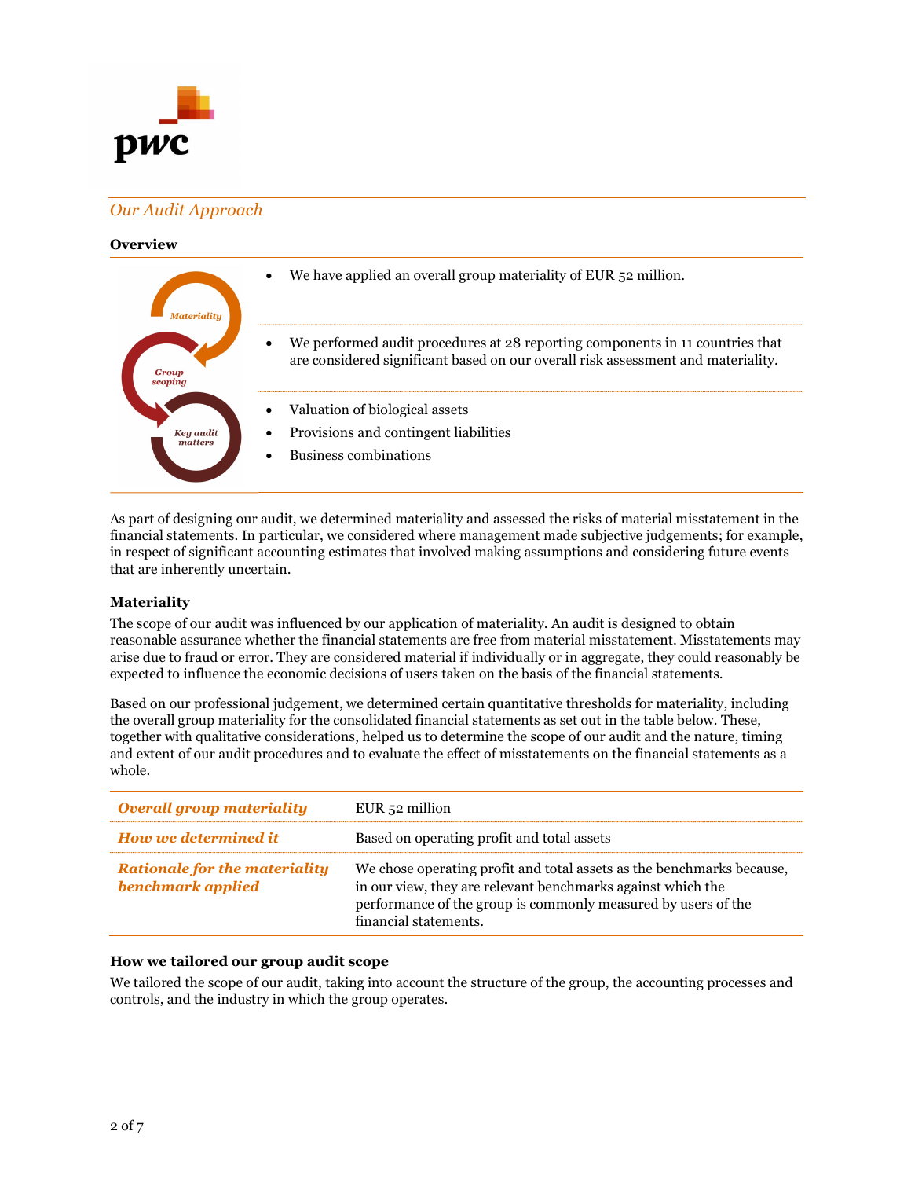## *Our Audit Approach*

### Overview

| | |
|---|---|
| Materiality | • We have applied an overall group materiality of EUR 52 million. |
| Group scoping | • We performed audit procedures at 28 reporting components in 11 countries that are considered significant based on our overall risk assessment and materiality. |
| Key audit matters | • Valuation of biological assets<br>• Provisions and contingent liabilities<br>• Business combinations |

As part of designing our audit, we determined materiality and assessed the risks of material misstatement in the financial statements. In particular, we considered where management made subjective judgements; for example, in respect of significant accounting estimates that involved making assumptions and considering future events that are inherently uncertain.

### Materiality

The scope of our audit was influenced by our application of materiality. An audit is designed to obtain reasonable assurance whether the financial statements are free from material misstatement. Misstatements may arise due to fraud or error. They are considered material if individually or in aggregate, they could reasonably be expected to influence the economic decisions of users taken on the basis of the financial statements.

Based on our professional judgement, we determined certain quantitative thresholds for materiality, including the overall group materiality for the consolidated financial statements as set out in the table below. These, together with qualitative considerations, helped us to determine the scope of our audit and the nature, timing and extent of our audit procedures and to evaluate the effect of misstatements on the financial statements as a whole.

| | |
|---|---|
| ***Overall group materiality*** | EUR 52 million |
| ***How we determined it*** | Based on operating profit and total assets |
| ***Rationale for the materiality benchmark applied*** | We chose operating profit and total assets as the benchmarks because, in our view, they are relevant benchmarks against which the performance of the group is commonly measured by users of the financial statements. |

### How we tailored our group audit scope

We tailored the scope of our audit, taking into account the structure of the group, the accounting processes and controls, and the industry in which the group operates.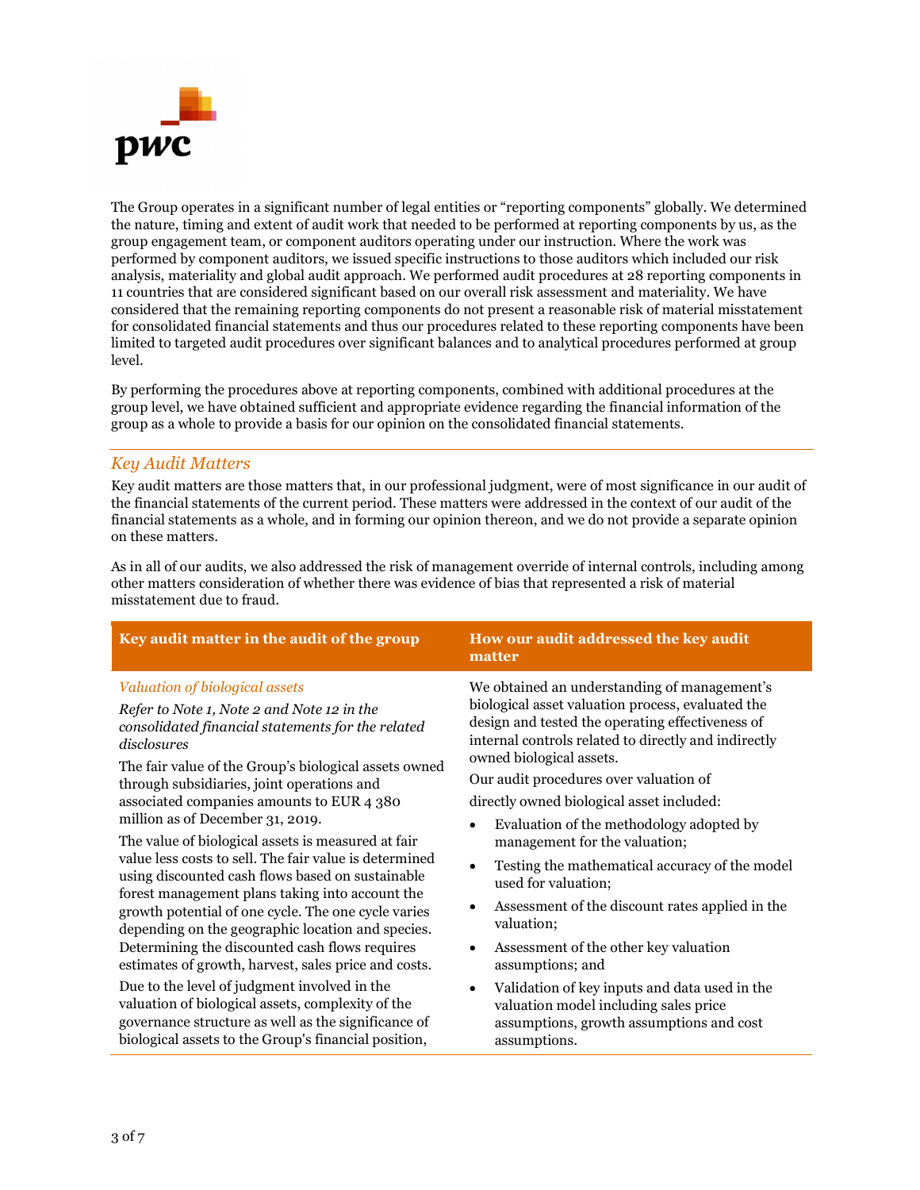The Group operates in a significant number of legal entities or “reporting components” globally. We determined the nature, timing and extent of audit work that needed to be performed at reporting components by us, as the group engagement team, or component auditors operating under our instruction. Where the work was performed by component auditors, we issued specific instructions to those auditors which included our risk analysis, materiality and global audit approach. We performed audit procedures at 28 reporting components in 11 countries that are considered significant based on our overall risk assessment and materiality. We have considered that the remaining reporting components do not present a reasonable risk of material misstatement for consolidated financial statements and thus our procedures related to these reporting components have been limited to targeted audit procedures over significant balances and to analytical procedures performed at group level.

By performing the procedures above at reporting components, combined with additional procedures at the group level, we have obtained sufficient and appropriate evidence regarding the financial information of the group as a whole to provide a basis for our opinion on the consolidated financial statements.

## *Key Audit Matters*

Key audit matters are those matters that, in our professional judgment, were of most significance in our audit of the financial statements of the current period. These matters were addressed in the context of our audit of the financial statements as a whole, and in forming our opinion thereon, and we do not provide a separate opinion on these matters.

As in all of our audits, we also addressed the risk of management override of internal controls, including among other matters consideration of whether there was evidence of bias that represented a risk of material misstatement due to fraud.

| Key audit matter in the audit of the group | How our audit addressed the key audit matter |
|---|---|
| *Valuation of biological assets*<br><br>*Refer to Note 1, Note 2 and Note 12 in the consolidated financial statements for the related disclosures*<br><br>The fair value of the Group’s biological assets owned through subsidiaries, joint operations and associated companies amounts to EUR 4 380 million as of December 31, 2019.<br><br>The value of biological assets is measured at fair value less costs to sell. The fair value is determined using discounted cash flows based on sustainable forest management plans taking into account the growth potential of one cycle. The one cycle varies depending on the geographic location and species. Determining the discounted cash flows requires estimates of growth, harvest, sales price and costs.<br><br>Due to the level of judgment involved in the valuation of biological assets, complexity of the governance structure as well as the significance of biological assets to the Group's financial position, | We obtained an understanding of management’s biological asset valuation process, evaluated the design and tested the operating effectiveness of internal controls related to directly and indirectly owned biological assets.<br><br>Our audit procedures over valuation of directly owned biological asset included:<br><br>• Evaluation of the methodology adopted by management for the valuation;<br>• Testing the mathematical accuracy of the model used for valuation;<br>• Assessment of the discount rates applied in the valuation;<br>• Assessment of the other key valuation assumptions; and<br>• Validation of key inputs and data used in the valuation model including sales price assumptions, growth assumptions and cost assumptions. |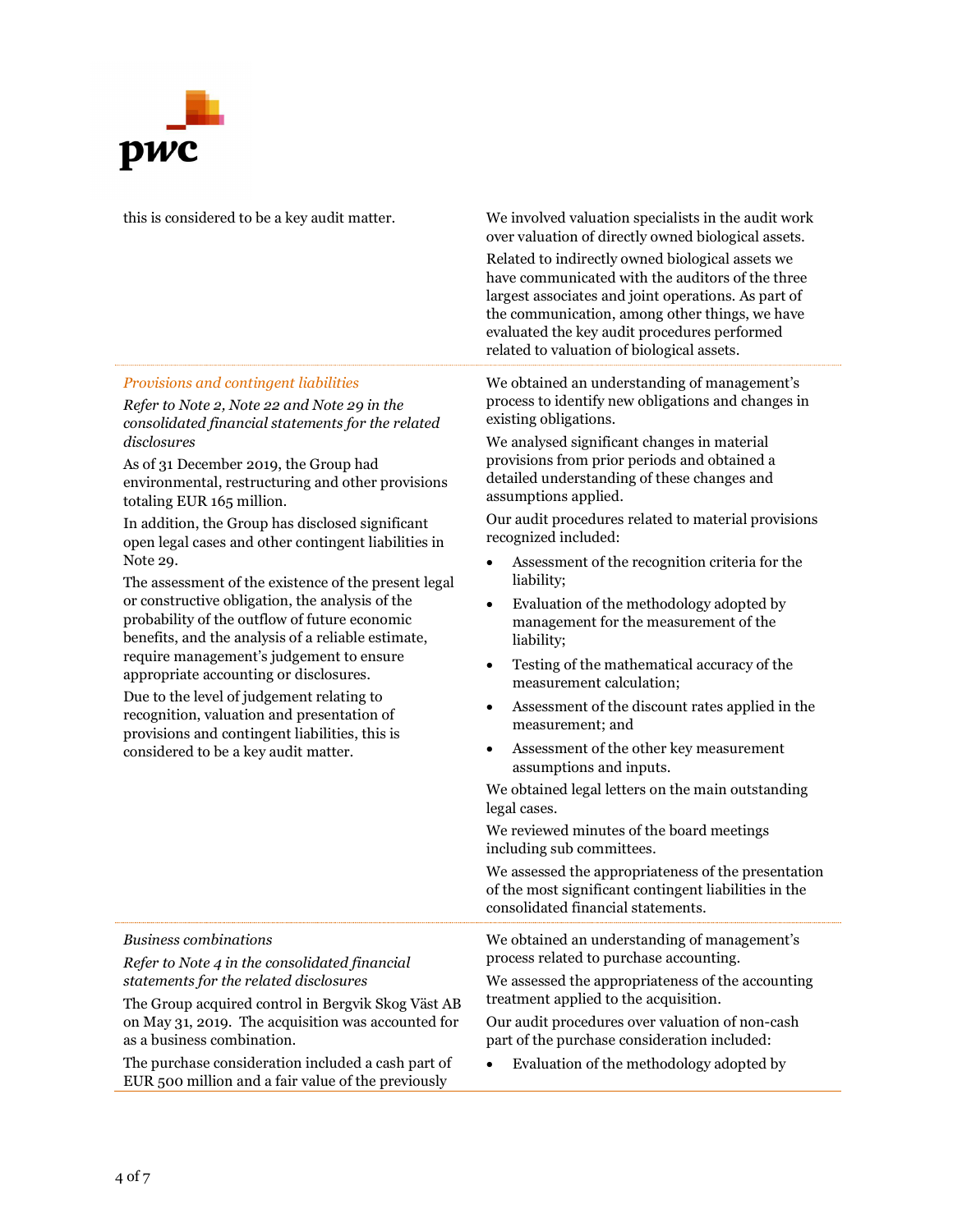| Key audit matter | How our audit addressed the key audit matter |
|---|---|
| this is considered to be a key audit matter. | We involved valuation specialists in the audit work over valuation of directly owned biological assets.<br><br>Related to indirectly owned biological assets we have communicated with the auditors of the three largest associates and joint operations. As part of the communication, among other things, we have evaluated the key audit procedures performed related to valuation of biological assets. |
| *Provisions and contingent liabilities*<br><br>*Refer to Note 2, Note 22 and Note 29 in the consolidated financial statements for the related disclosures*<br><br>As of 31 December 2019, the Group had environmental, restructuring and other provisions totaling EUR 165 million.<br><br>In addition, the Group has disclosed significant open legal cases and other contingent liabilities in Note 29.<br><br>The assessment of the existence of the present legal or constructive obligation, the analysis of the probability of the outflow of future economic benefits, and the analysis of a reliable estimate, require management's judgement to ensure appropriate accounting or disclosures.<br><br>Due to the level of judgement relating to recognition, valuation and presentation of provisions and contingent liabilities, this is considered to be a key audit matter. | We obtained an understanding of management's process to identify new obligations and changes in existing obligations.<br><br>We analysed significant changes in material provisions from prior periods and obtained a detailed understanding of these changes and assumptions applied.<br><br>Our audit procedures related to material provisions recognized included:<br><br>• Assessment of the recognition criteria for the liability;<br>• Evaluation of the methodology adopted by management for the measurement of the liability;<br>• Testing of the mathematical accuracy of the measurement calculation;<br>• Assessment of the discount rates applied in the measurement; and<br>• Assessment of the other key measurement assumptions and inputs.<br><br>We obtained legal letters on the main outstanding legal cases.<br><br>We reviewed minutes of the board meetings including sub committees.<br><br>We assessed the appropriateness of the presentation of the most significant contingent liabilities in the consolidated financial statements. |
| *Business combinations*<br><br>*Refer to Note 4 in the consolidated financial statements for the related disclosures*<br><br>The Group acquired control in Bergvik Skog Väst AB on May 31, 2019. The acquisition was accounted for as a business combination.<br><br>The purchase consideration included a cash part of EUR 500 million and a fair value of the previously | We obtained an understanding of management's process related to purchase accounting.<br><br>We assessed the appropriateness of the accounting treatment applied to the acquisition.<br><br>Our audit procedures over valuation of non-cash part of the purchase consideration included:<br><br>• Evaluation of the methodology adopted by |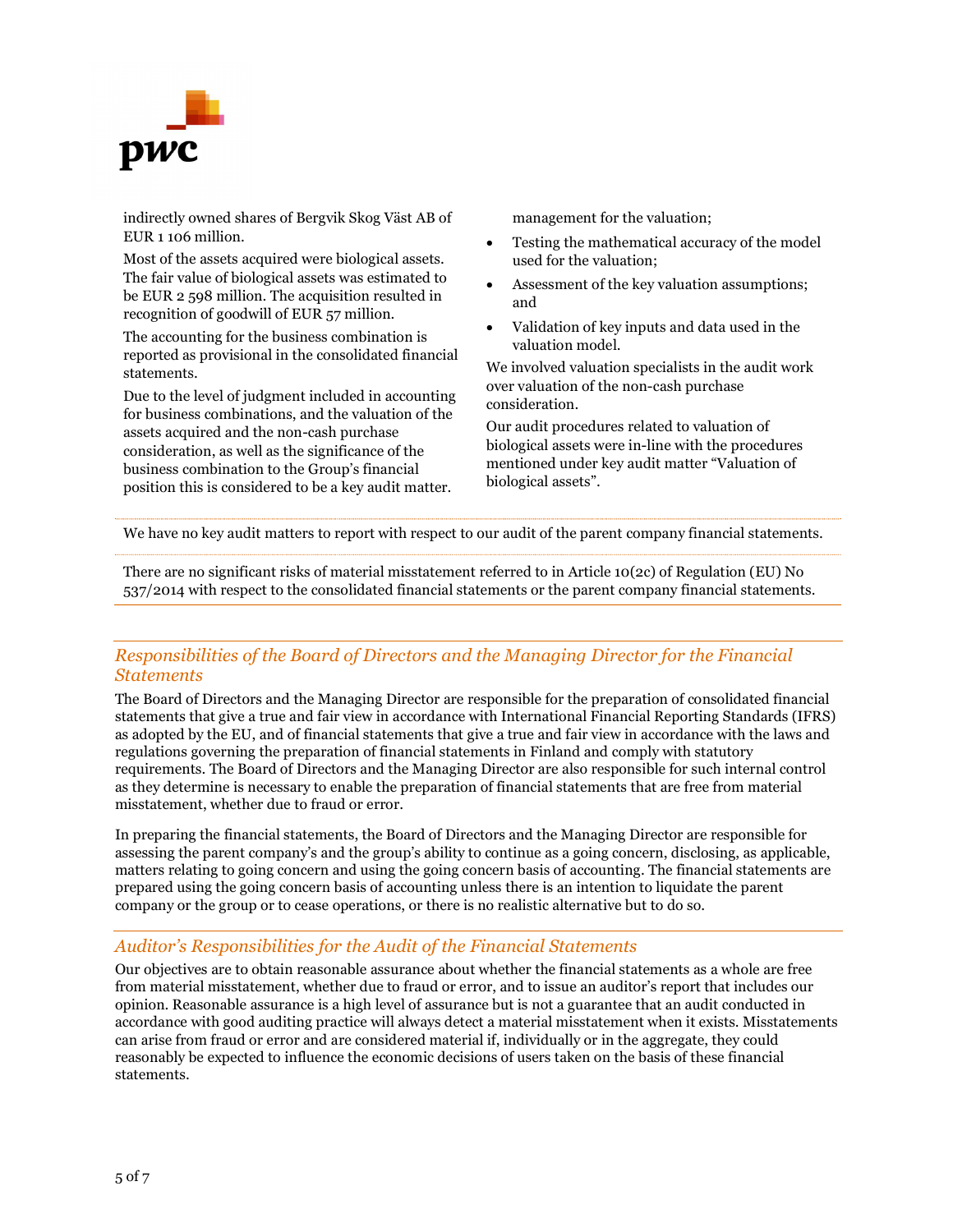indirectly owned shares of Bergvik Skog Väst AB of EUR 1 106 million.

Most of the assets acquired were biological assets. The fair value of biological assets was estimated to be EUR 2 598 million. The acquisition resulted in recognition of goodwill of EUR 57 million.

The accounting for the business combination is reported as provisional in the consolidated financial statements.

Due to the level of judgment included in accounting for business combinations, and the valuation of the assets acquired and the non-cash purchase consideration, as well as the significance of the business combination to the Group's financial position this is considered to be a key audit matter.

management for the valuation;

- Testing the mathematical accuracy of the model used for the valuation;
- Assessment of the key valuation assumptions; and
- Validation of key inputs and data used in the valuation model.

We involved valuation specialists in the audit work over valuation of the non-cash purchase consideration.

Our audit procedures related to valuation of biological assets were in-line with the procedures mentioned under key audit matter "Valuation of biological assets".

We have no key audit matters to report with respect to our audit of the parent company financial statements.

There are no significant risks of material misstatement referred to in Article 10(2c) of Regulation (EU) No 537/2014 with respect to the consolidated financial statements or the parent company financial statements.

## *Responsibilities of the Board of Directors and the Managing Director for the Financial Statements*

The Board of Directors and the Managing Director are responsible for the preparation of consolidated financial statements that give a true and fair view in accordance with International Financial Reporting Standards (IFRS) as adopted by the EU, and of financial statements that give a true and fair view in accordance with the laws and regulations governing the preparation of financial statements in Finland and comply with statutory requirements. The Board of Directors and the Managing Director are also responsible for such internal control as they determine is necessary to enable the preparation of financial statements that are free from material misstatement, whether due to fraud or error.

In preparing the financial statements, the Board of Directors and the Managing Director are responsible for assessing the parent company's and the group's ability to continue as a going concern, disclosing, as applicable, matters relating to going concern and using the going concern basis of accounting. The financial statements are prepared using the going concern basis of accounting unless there is an intention to liquidate the parent company or the group or to cease operations, or there is no realistic alternative but to do so.

## *Auditor's Responsibilities for the Audit of the Financial Statements*

Our objectives are to obtain reasonable assurance about whether the financial statements as a whole are free from material misstatement, whether due to fraud or error, and to issue an auditor's report that includes our opinion. Reasonable assurance is a high level of assurance but is not a guarantee that an audit conducted in accordance with good auditing practice will always detect a material misstatement when it exists. Misstatements can arise from fraud or error and are considered material if, individually or in the aggregate, they could reasonably be expected to influence the economic decisions of users taken on the basis of these financial statements.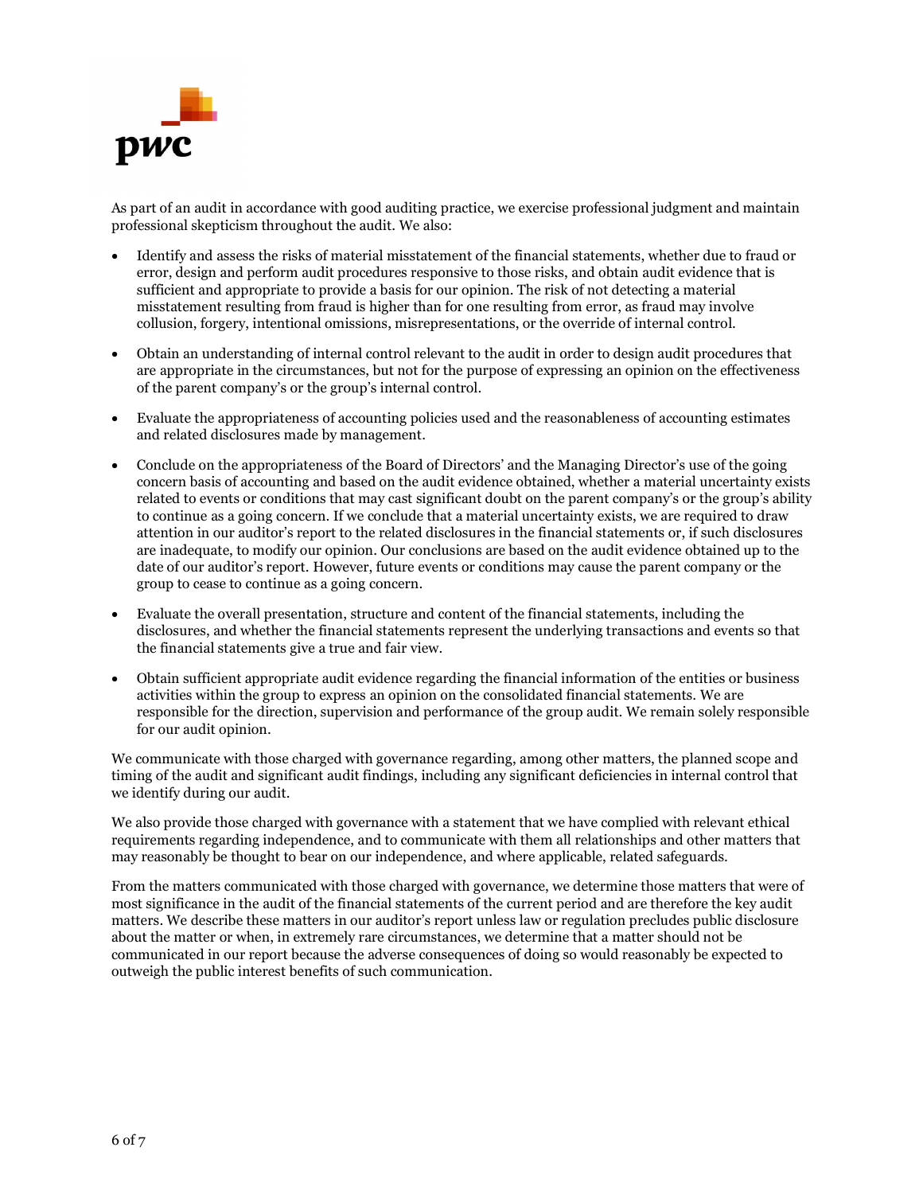As part of an audit in accordance with good auditing practice, we exercise professional judgment and maintain professional skepticism throughout the audit. We also:

- Identify and assess the risks of material misstatement of the financial statements, whether due to fraud or error, design and perform audit procedures responsive to those risks, and obtain audit evidence that is sufficient and appropriate to provide a basis for our opinion. The risk of not detecting a material misstatement resulting from fraud is higher than for one resulting from error, as fraud may involve collusion, forgery, intentional omissions, misrepresentations, or the override of internal control.

- Obtain an understanding of internal control relevant to the audit in order to design audit procedures that are appropriate in the circumstances, but not for the purpose of expressing an opinion on the effectiveness of the parent company's or the group's internal control.

- Evaluate the appropriateness of accounting policies used and the reasonableness of accounting estimates and related disclosures made by management.

- Conclude on the appropriateness of the Board of Directors' and the Managing Director's use of the going concern basis of accounting and based on the audit evidence obtained, whether a material uncertainty exists related to events or conditions that may cast significant doubt on the parent company's or the group's ability to continue as a going concern. If we conclude that a material uncertainty exists, we are required to draw attention in our auditor's report to the related disclosures in the financial statements or, if such disclosures are inadequate, to modify our opinion. Our conclusions are based on the audit evidence obtained up to the date of our auditor's report. However, future events or conditions may cause the parent company or the group to cease to continue as a going concern.

- Evaluate the overall presentation, structure and content of the financial statements, including the disclosures, and whether the financial statements represent the underlying transactions and events so that the financial statements give a true and fair view.

- Obtain sufficient appropriate audit evidence regarding the financial information of the entities or business activities within the group to express an opinion on the consolidated financial statements. We are responsible for the direction, supervision and performance of the group audit. We remain solely responsible for our audit opinion.

We communicate with those charged with governance regarding, among other matters, the planned scope and timing of the audit and significant audit findings, including any significant deficiencies in internal control that we identify during our audit.

We also provide those charged with governance with a statement that we have complied with relevant ethical requirements regarding independence, and to communicate with them all relationships and other matters that may reasonably be thought to bear on our independence, and where applicable, related safeguards.

From the matters communicated with those charged with governance, we determine those matters that were of most significance in the audit of the financial statements of the current period and are therefore the key audit matters. We describe these matters in our auditor's report unless law or regulation precludes public disclosure about the matter or when, in extremely rare circumstances, we determine that a matter should not be communicated in our report because the adverse consequences of doing so would reasonably be expected to outweigh the public interest benefits of such communication.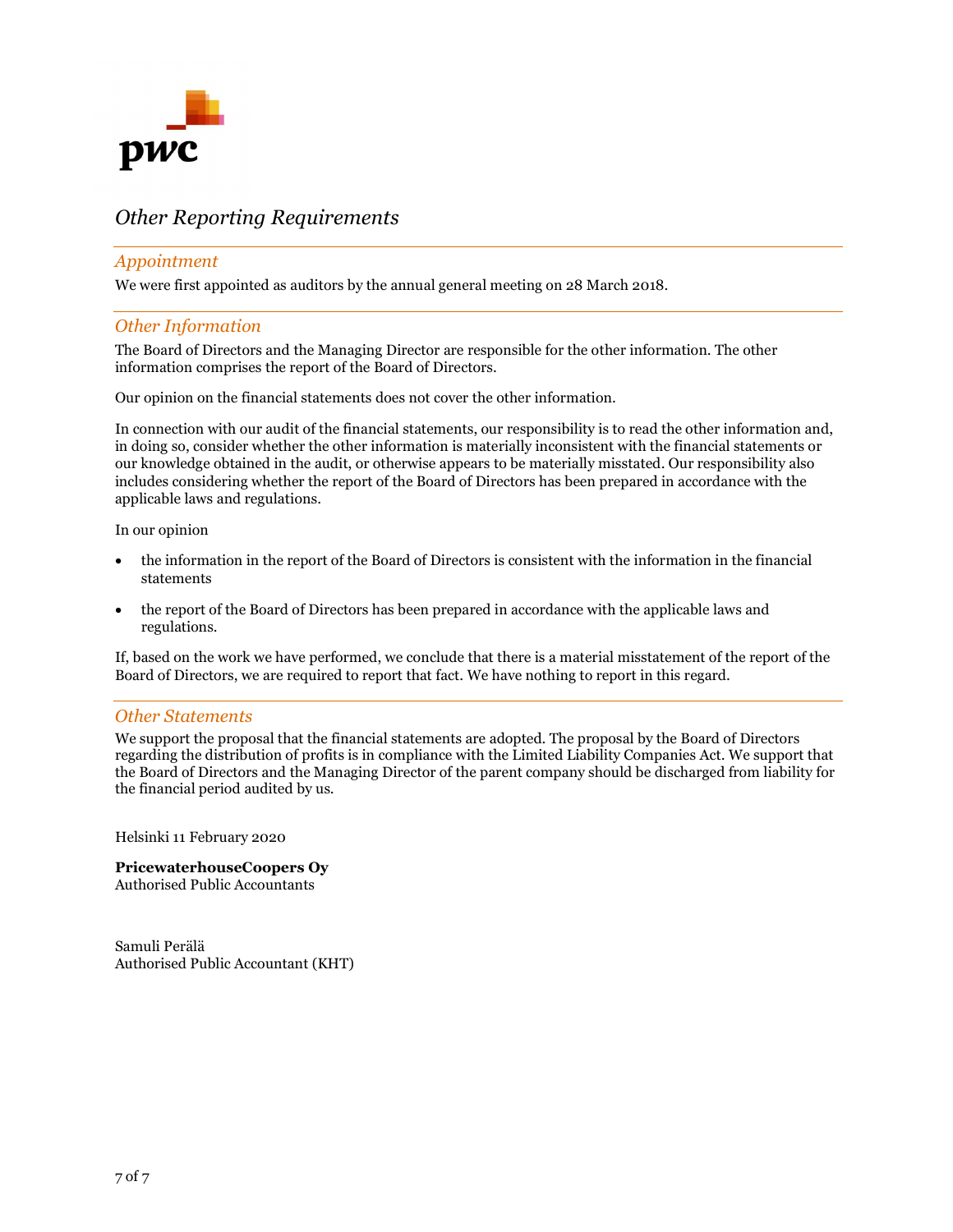# *Other Reporting Requirements*

## *Appointment*

We were first appointed as auditors by the annual general meeting on 28 March 2018.

## *Other Information*

The Board of Directors and the Managing Director are responsible for the other information. The other information comprises the report of the Board of Directors.

Our opinion on the financial statements does not cover the other information.

In connection with our audit of the financial statements, our responsibility is to read the other information and, in doing so, consider whether the other information is materially inconsistent with the financial statements or our knowledge obtained in the audit, or otherwise appears to be materially misstated. Our responsibility also includes considering whether the report of the Board of Directors has been prepared in accordance with the applicable laws and regulations.

In our opinion

- the information in the report of the Board of Directors is consistent with the information in the financial statements
- the report of the Board of Directors has been prepared in accordance with the applicable laws and regulations.

If, based on the work we have performed, we conclude that there is a material misstatement of the report of the Board of Directors, we are required to report that fact. We have nothing to report in this regard.

## *Other Statements*

We support the proposal that the financial statements are adopted. The proposal by the Board of Directors regarding the distribution of profits is in compliance with the Limited Liability Companies Act. We support that the Board of Directors and the Managing Director of the parent company should be discharged from liability for the financial period audited by us.

Helsinki 11 February 2020

**PricewaterhouseCoopers Oy**
Authorised Public Accountants

Samuli Perälä
Authorised Public Accountant (KHT)